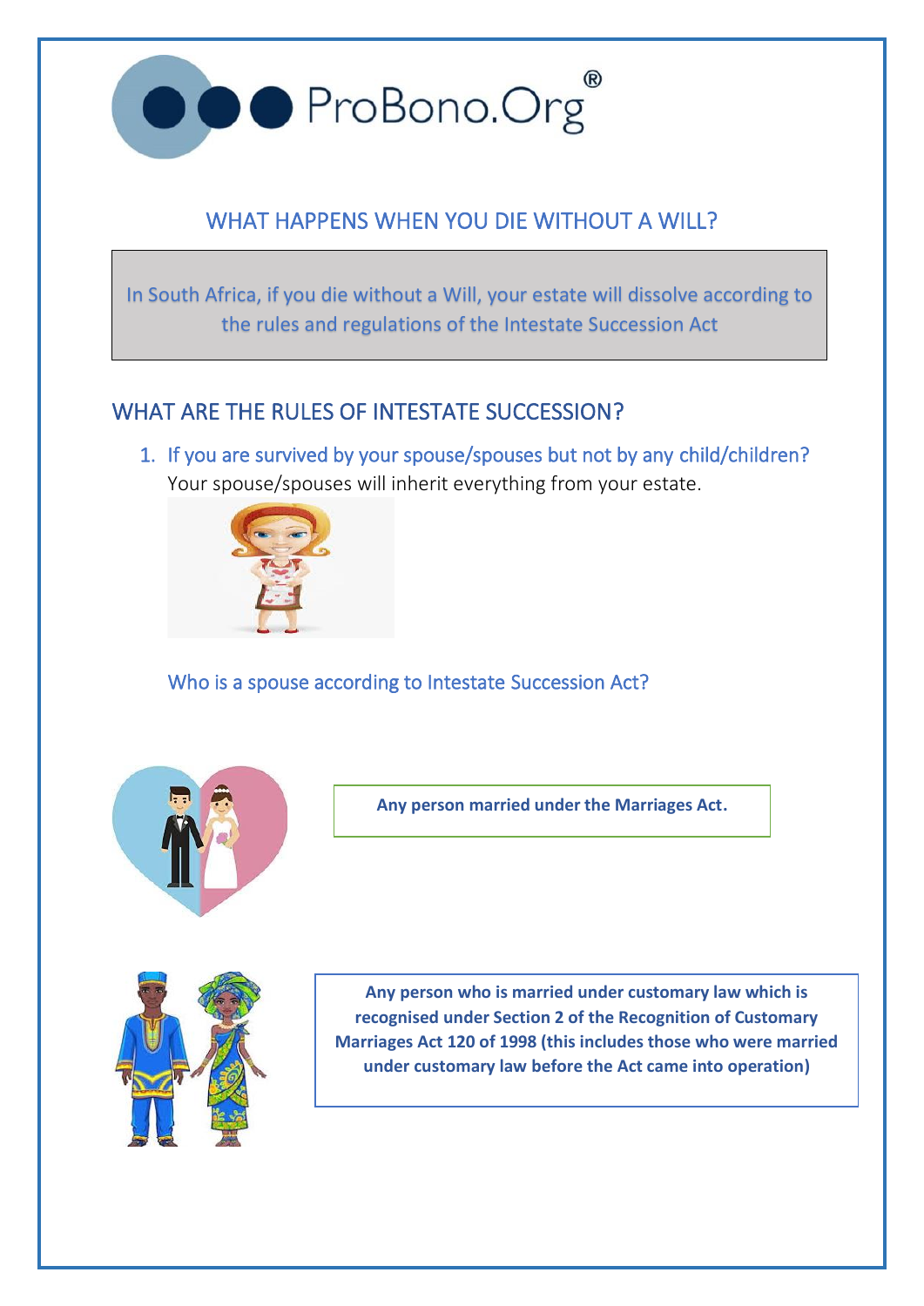ProBono.Org®

## WHAT HAPPENS WHEN YOU DIE WITHOUT A WILL?

In South Africa, if you die without a Will, your estate will dissolve according to the rules and regulations of the Intestate Succession Act

## WHAT ARE THE RULES OF INTESTATE SUCCESSION?

1. If you are survived by your spouse/spouses but not by any child/children?
   Your spouse/spouses will inherit everything from your estate.

### Who is a spouse according to Intestate Succession Act?

**Any person married under the Marriages Act.**

**Any person who is married under customary law which is recognised under Section 2 of the Recognition of Customary Marriages Act 120 of 1998 (this includes those who were married under customary law before the Act came into operation)**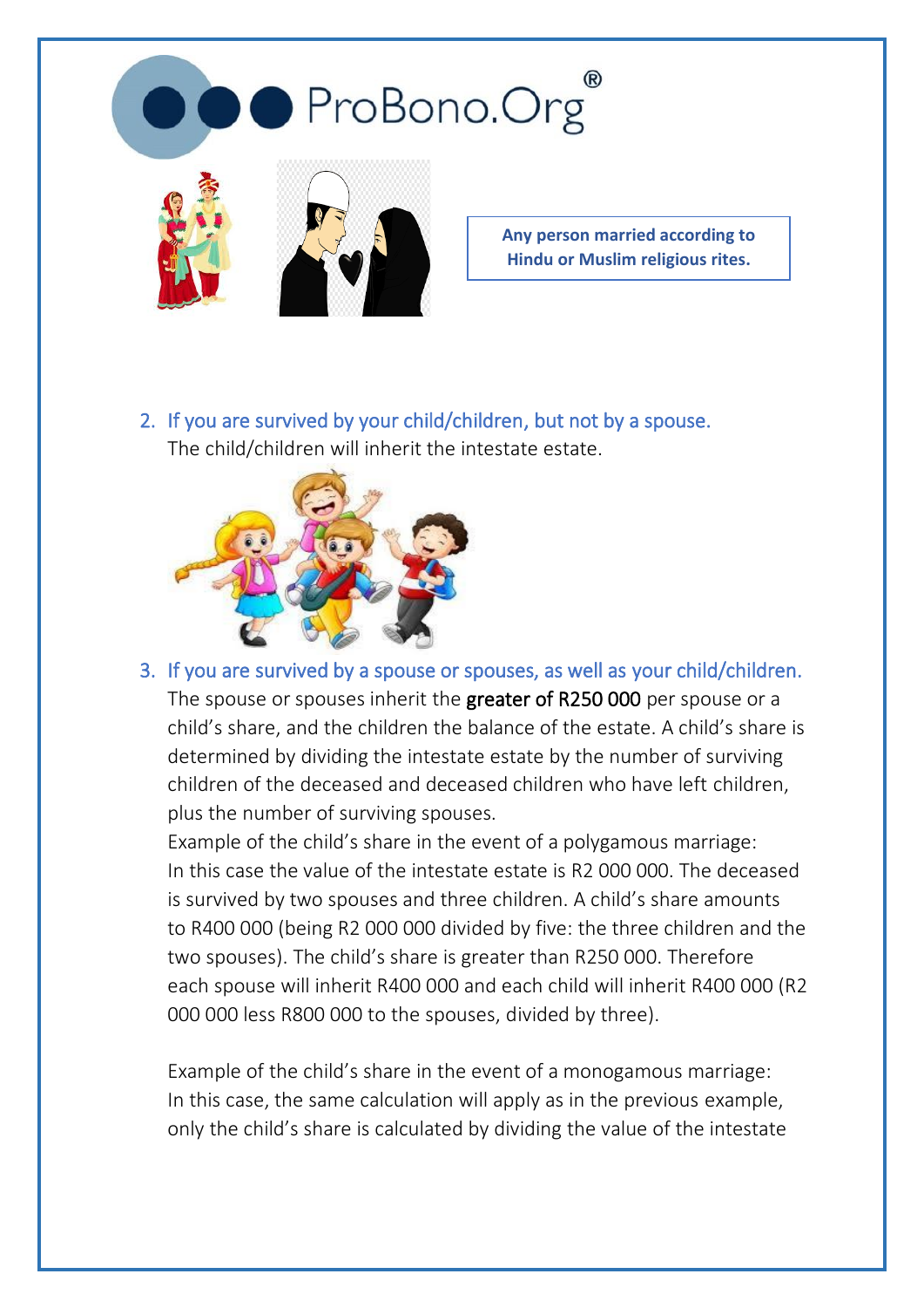ProBono.Org®

**Any person married according to Hindu or Muslim religious rites.**

2. If you are survived by your child/children, but not by a spouse.
   The child/children will inherit the intestate estate.

3. If you are survived by a spouse or spouses, as well as your child/children.
   The spouse or spouses inherit the **greater of R250 000** per spouse or a child's share, and the children the balance of the estate. A child's share is determined by dividing the intestate estate by the number of surviving children of the deceased and deceased children who have left children, plus the number of surviving spouses.
   Example of the child's share in the event of a polygamous marriage:
   In this case the value of the intestate estate is R2 000 000. The deceased is survived by two spouses and three children. A child's share amounts to R400 000 (being R2 000 000 divided by five: the three children and the two spouses). The child's share is greater than R250 000. Therefore each spouse will inherit R400 000 and each child will inherit R400 000 (R2 000 000 less R800 000 to the spouses, divided by three).

   Example of the child's share in the event of a monogamous marriage:
   In this case, the same calculation will apply as in the previous example, only the child's share is calculated by dividing the value of the intestate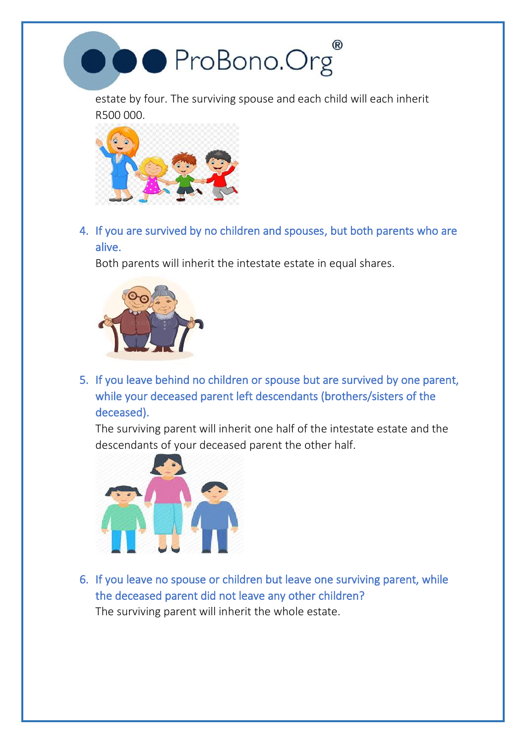estate by four. The surviving spouse and each child will each inherit R500 000.

4. **If you are survived by no children and spouses, but both parents who are alive.**

   Both parents will inherit the intestate estate in equal shares.

5. **If you leave behind no children or spouse but are survived by one parent, while your deceased parent left descendants (brothers/sisters of the deceased).**

   The surviving parent will inherit one half of the intestate estate and the descendants of your deceased parent the other half.

6. **If you leave no spouse or children but leave one surviving parent, while the deceased parent did not leave any other children?**

   The surviving parent will inherit the whole estate.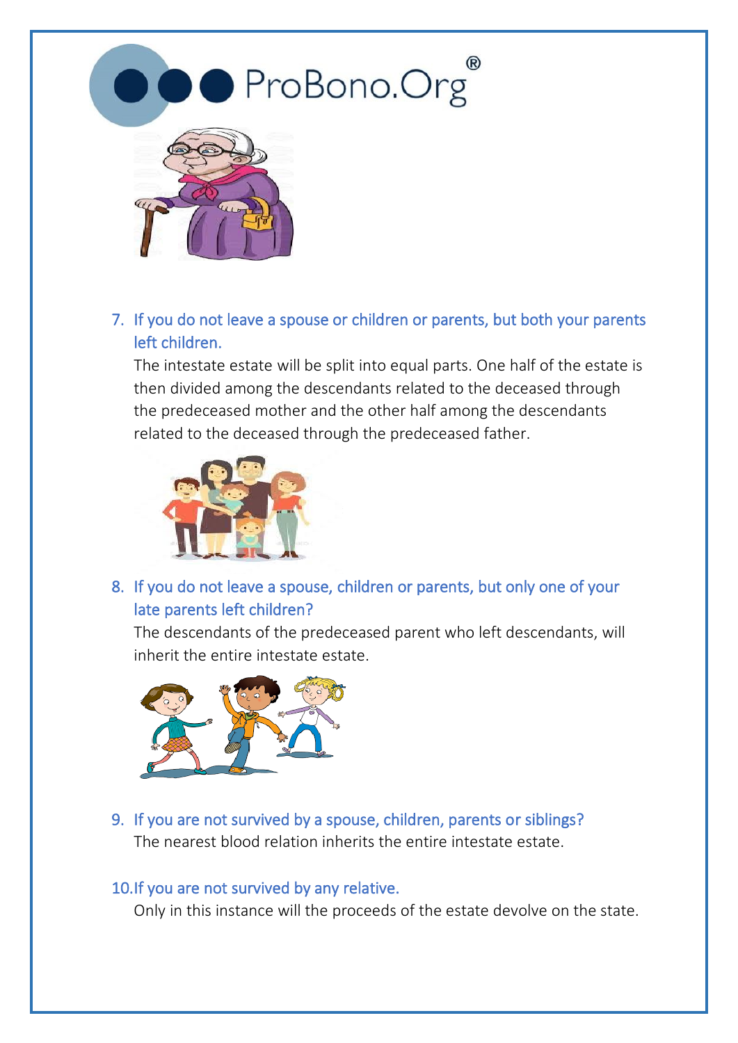7. If you do not leave a spouse or children or parents, but both your parents left children.

   The intestate estate will be split into equal parts. One half of the estate is then divided among the descendants related to the deceased through the predeceased mother and the other half among the descendants related to the deceased through the predeceased father.

8. If you do not leave a spouse, children or parents, but only one of your late parents left children?

   The descendants of the predeceased parent who left descendants, will inherit the entire intestate estate.

9. If you are not survived by a spouse, children, parents or siblings?

   The nearest blood relation inherits the entire intestate estate.

10. If you are not survived by any relative.

    Only in this instance will the proceeds of the estate devolve on the state.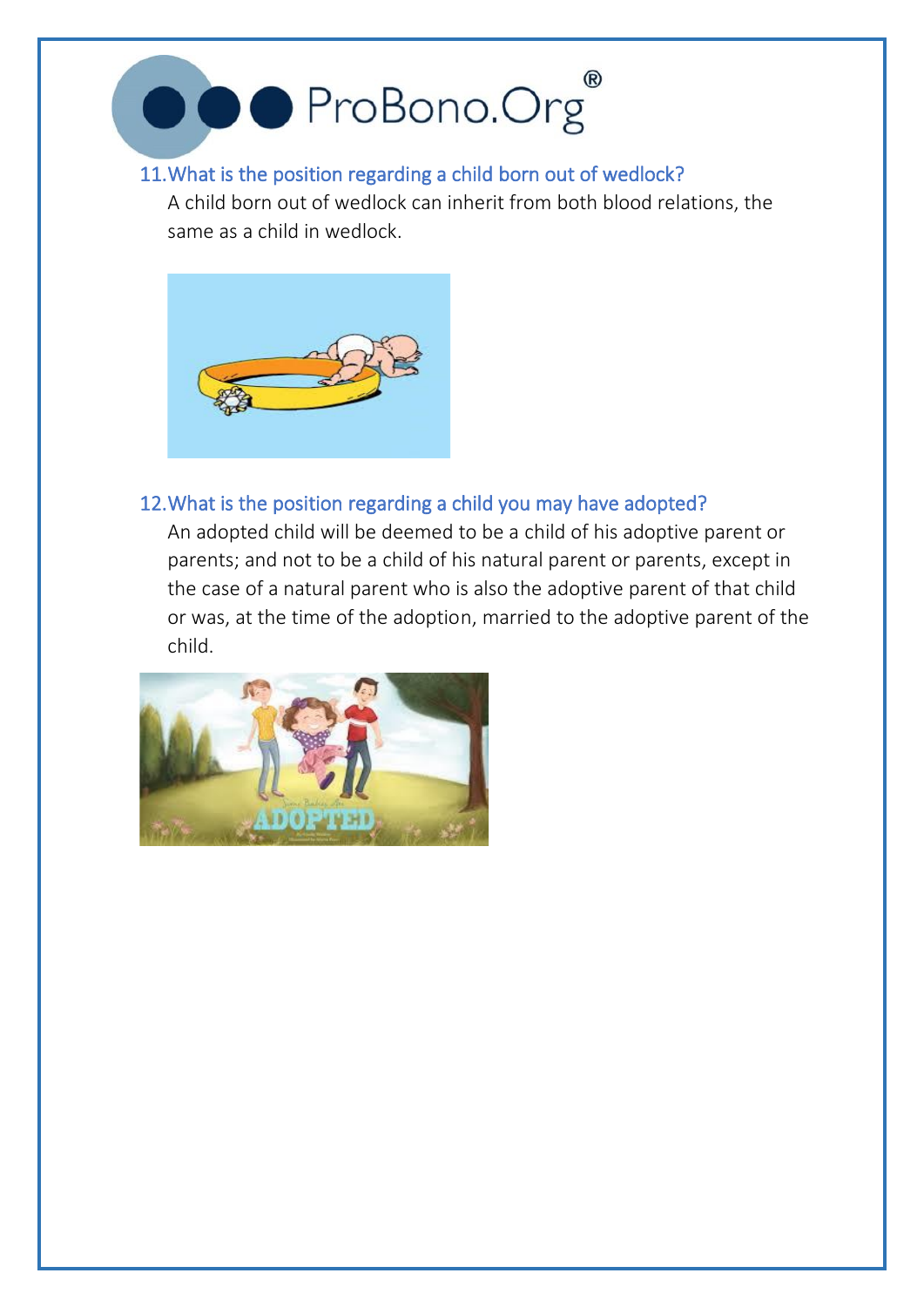## 11. What is the position regarding a child born out of wedlock?

A child born out of wedlock can inherit from both blood relations, the same as a child in wedlock.

## 12. What is the position regarding a child you may have adopted?

An adopted child will be deemed to be a child of his adoptive parent or parents; and not to be a child of his natural parent or parents, except in the case of a natural parent who is also the adoptive parent of that child or was, at the time of the adoption, married to the adoptive parent of the child.